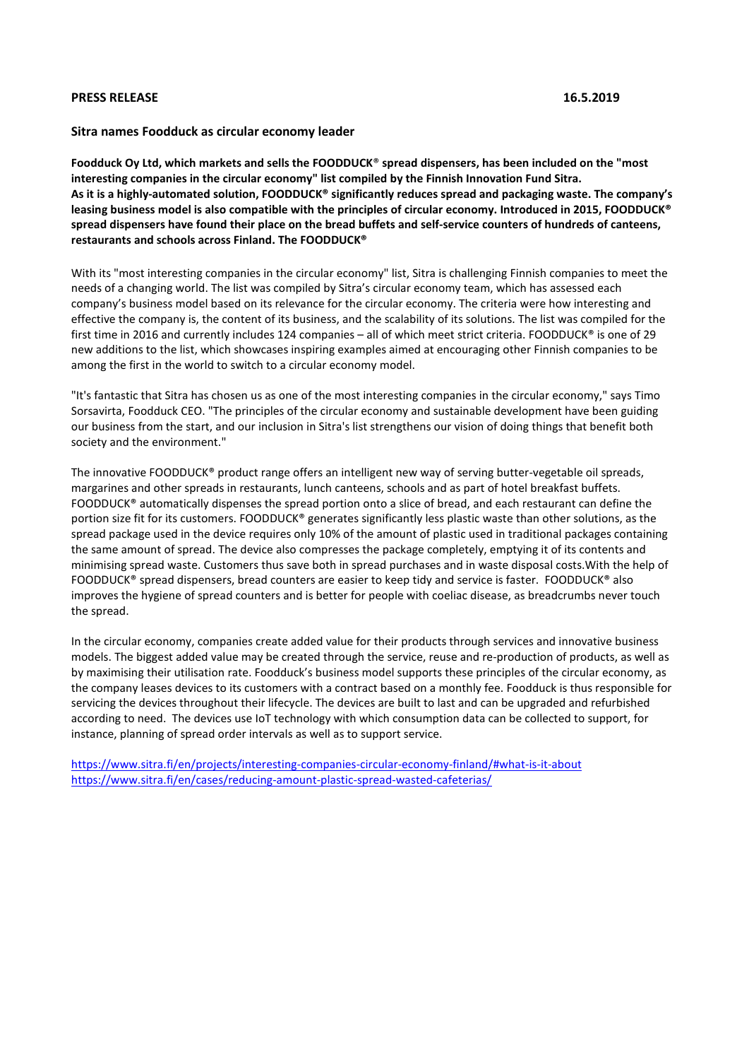**PRESS RELEASE** **16.5.2019**

## Sitra names Foodduck as circular economy leader

**Foodduck Oy Ltd, which markets and sells the FOODDUCK® spread dispensers, has been included on the "most interesting companies in the circular economy" list compiled by the Finnish Innovation Fund Sitra.**
**As it is a highly-automated solution, FOODDUCK® significantly reduces spread and packaging waste. The company's leasing business model is also compatible with the principles of circular economy. Introduced in 2015, FOODDUCK® spread dispensers have found their place on the bread buffets and self-service counters of hundreds of canteens, restaurants and schools across Finland. The FOODDUCK®**

With its "most interesting companies in the circular economy" list, Sitra is challenging Finnish companies to meet the needs of a changing world. The list was compiled by Sitra's circular economy team, which has assessed each company's business model based on its relevance for the circular economy. The criteria were how interesting and effective the company is, the content of its business, and the scalability of its solutions. The list was compiled for the first time in 2016 and currently includes 124 companies – all of which meet strict criteria. FOODDUCK® is one of 29 new additions to the list, which showcases inspiring examples aimed at encouraging other Finnish companies to be among the first in the world to switch to a circular economy model.

"It's fantastic that Sitra has chosen us as one of the most interesting companies in the circular economy," says Timo Sorsavirta, Foodduck CEO. "The principles of the circular economy and sustainable development have been guiding our business from the start, and our inclusion in Sitra's list strengthens our vision of doing things that benefit both society and the environment."

The innovative FOODDUCK® product range offers an intelligent new way of serving butter-vegetable oil spreads, margarines and other spreads in restaurants, lunch canteens, schools and as part of hotel breakfast buffets. FOODDUCK® automatically dispenses the spread portion onto a slice of bread, and each restaurant can define the portion size fit for its customers. FOODDUCK® generates significantly less plastic waste than other solutions, as the spread package used in the device requires only 10% of the amount of plastic used in traditional packages containing the same amount of spread. The device also compresses the package completely, emptying it of its contents and minimising spread waste. Customers thus save both in spread purchases and in waste disposal costs.With the help of FOODDUCK® spread dispensers, bread counters are easier to keep tidy and service is faster. FOODDUCK® also improves the hygiene of spread counters and is better for people with coeliac disease, as breadcrumbs never touch the spread.

In the circular economy, companies create added value for their products through services and innovative business models. The biggest added value may be created through the service, reuse and re-production of products, as well as by maximising their utilisation rate. Foodduck's business model supports these principles of the circular economy, as the company leases devices to its customers with a contract based on a monthly fee. Foodduck is thus responsible for servicing the devices throughout their lifecycle. The devices are built to last and can be upgraded and refurbished according to need. The devices use IoT technology with which consumption data can be collected to support, for instance, planning of spread order intervals as well as to support service.

https://www.sitra.fi/en/projects/interesting-companies-circular-economy-finland/#what-is-it-about
https://www.sitra.fi/en/cases/reducing-amount-plastic-spread-wasted-cafeterias/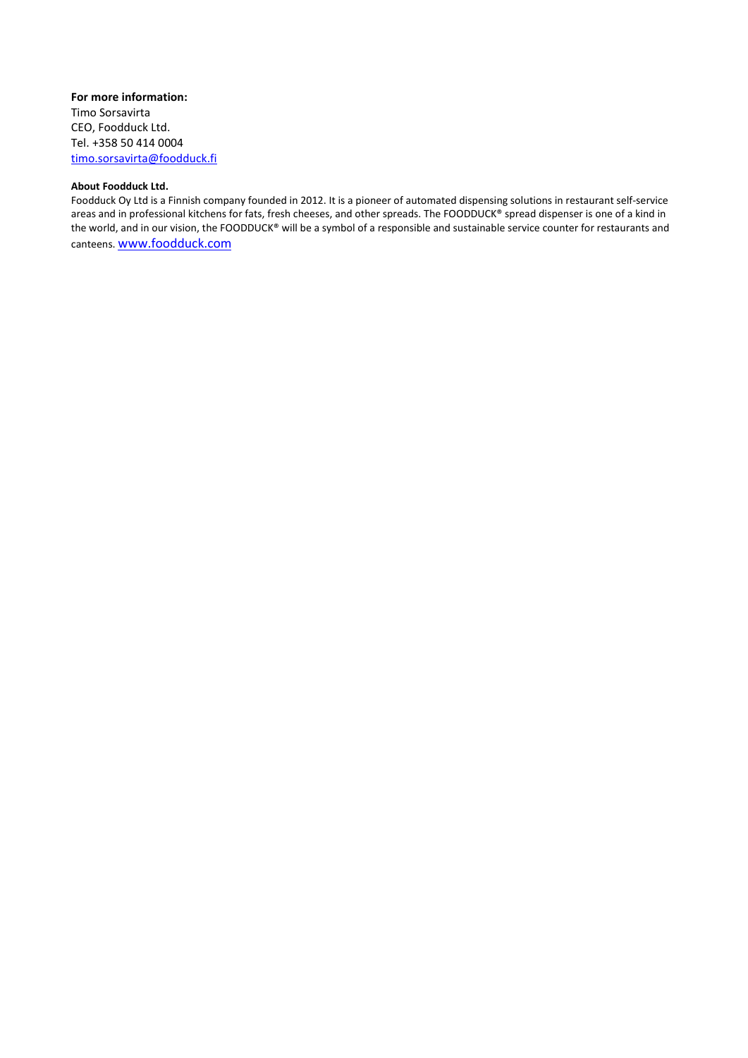**For more information:**
Timo Sorsavirta
CEO, Foodduck Ltd.
Tel. +358 50 414 0004
timo.sorsavirta@foodduck.fi

**About Foodduck Ltd.**

Foodduck Oy Ltd is a Finnish company founded in 2012. It is a pioneer of automated dispensing solutions in restaurant self-service areas and in professional kitchens for fats, fresh cheeses, and other spreads. The FOODDUCK® spread dispenser is one of a kind in the world, and in our vision, the FOODDUCK® will be a symbol of a responsible and sustainable service counter for restaurants and canteens. www.foodduck.com